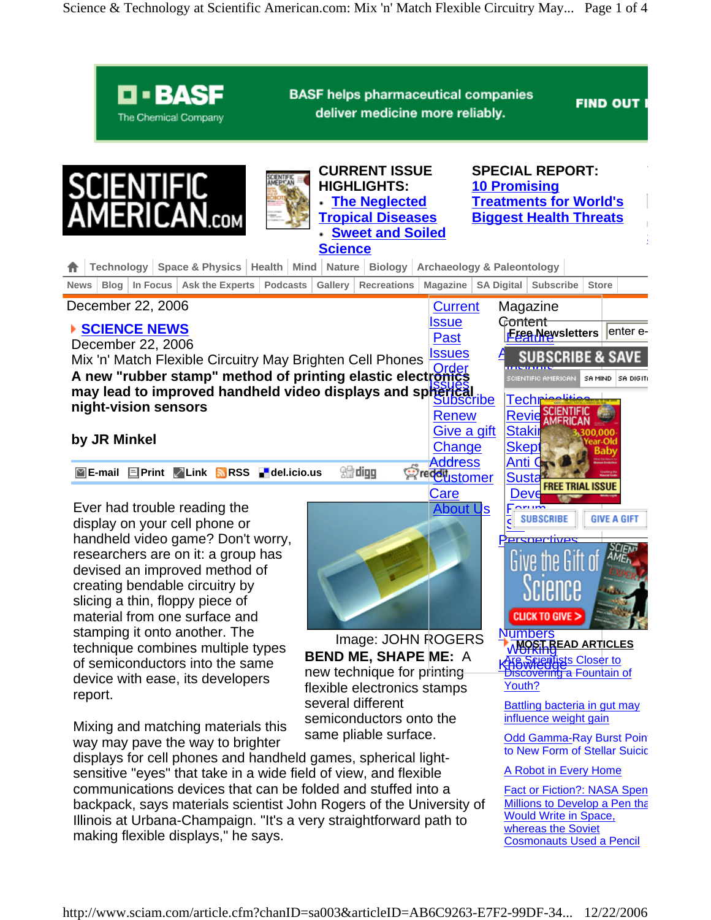**SCIENCE NEWS**

December 22, 2006

# Mix 'n' Match Flexible Circuitry May Brighten Cell Phones

**A new "rubber stamp" method of printing elastic electronics may lead to improved handheld video displays and spherical night-vision sensors**

**by JR Minkel**

Ever had trouble reading the display on your cell phone or handheld video game? Don't worry, researchers are on it: a group has devised an improved method of creating bendable circuitry by slicing a thin, floppy piece of material from one surface and stamping it onto another. The technique combines multiple types of semiconductors into the same device with ease, its developers report.

Image: JOHN ROGERS

**BEND ME, SHAPE ME:** A new technique for printing flexible electronics stamps several different semiconductors onto the same pliable surface.

Mixing and matching materials this way may pave the way to brighter displays for cell phones and handheld games, spherical light-sensitive "eyes" that take in a wide field of view, and flexible communications devices that can be folded and stuffed into a backpack, says materials scientist John Rogers of the University of Illinois at Urbana-Champaign. "It's a very straightforward path to making flexible displays," he says.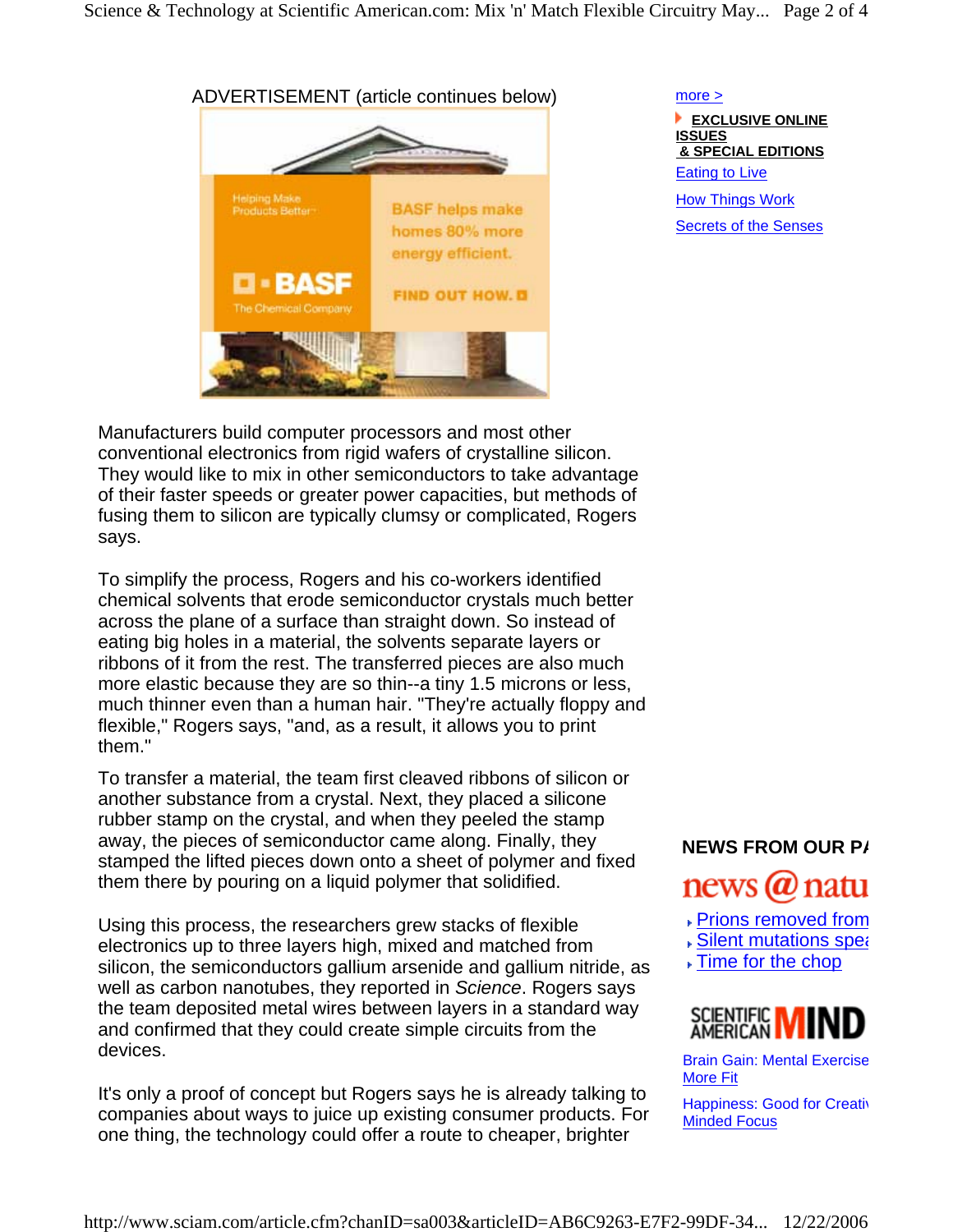Manufacturers build computer processors and most other conventional electronics from rigid wafers of crystalline silicon. They would like to mix in other semiconductors to take advantage of their faster speeds or greater power capacities, but methods of fusing them to silicon are typically clumsy or complicated, Rogers says.

To simplify the process, Rogers and his co-workers identified chemical solvents that erode semiconductor crystals much better across the plane of a surface than straight down. So instead of eating big holes in a material, the solvents separate layers or ribbons of it from the rest. The transferred pieces are also much more elastic because they are so thin--a tiny 1.5 microns or less, much thinner even than a human hair. "They're actually floppy and flexible," Rogers says, "and, as a result, it allows you to print them."

To transfer a material, the team first cleaved ribbons of silicon or another substance from a crystal. Next, they placed a silicone rubber stamp on the crystal, and when they peeled the stamp away, the pieces of semiconductor came along. Finally, they stamped the lifted pieces down onto a sheet of polymer and fixed them there by pouring on a liquid polymer that solidified.

Using this process, the researchers grew stacks of flexible electronics up to three layers high, mixed and matched from silicon, the semiconductors gallium arsenide and gallium nitride, as well as carbon nanotubes, they reported in *Science*. Rogers says the team deposited metal wires between layers in a standard way and confirmed that they could create simple circuits from the devices.

It's only a proof of concept but Rogers says he is already talking to companies about ways to juice up existing consumer products. For one thing, the technology could offer a route to cheaper, brighter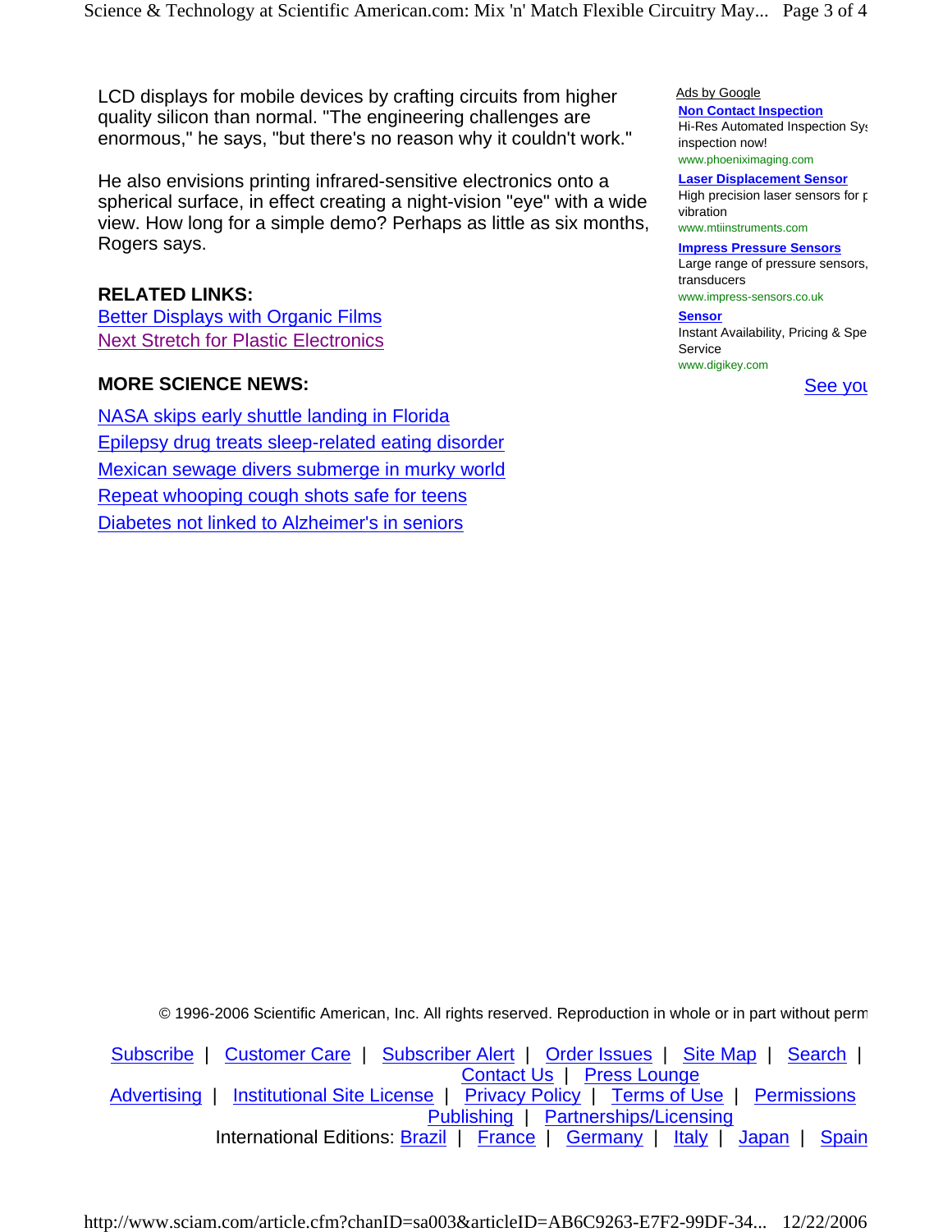LCD displays for mobile devices by crafting circuits from higher quality silicon than normal. "The engineering challenges are enormous," he says, "but there's no reason why it couldn't work."

He also envisions printing infrared-sensitive electronics onto a spherical surface, in effect creating a night-vision "eye" with a wide view. How long for a simple demo? Perhaps as little as six months, Rogers says.

**RELATED LINKS:**

Better Displays with Organic Films
Next Stretch for Plastic Electronics

**MORE SCIENCE NEWS:**

NASA skips early shuttle landing in Florida
Epilepsy drug treats sleep-related eating disorder
Mexican sewage divers submerge in murky world
Repeat whooping cough shots safe for teens
Diabetes not linked to Alzheimer's in seniors

Ads by Google

**Non Contact Inspection**
Hi-Res Automated Inspection Sys inspection now!
www.phoeniximaging.com

**Laser Displacement Sensor**
High precision laser sensors for p vibration
www.mtiinstruments.com

**Impress Pressure Sensors**
Large range of pressure sensors, transducers
www.impress-sensors.co.uk

**Sensor**
Instant Availability, Pricing & Spe Service
www.digikey.com

See you

© 1996-2006 Scientific American, Inc. All rights reserved. Reproduction in whole or in part without perm

Subscribe | Customer Care | Subscriber Alert | Order Issues | Site Map | Search | Contact Us | Press Lounge
Advertising | Institutional Site License | Privacy Policy | Terms of Use | Permissions
Publishing | Partnerships/Licensing
International Editions: Brazil | France | Germany | Italy | Japan | Spain